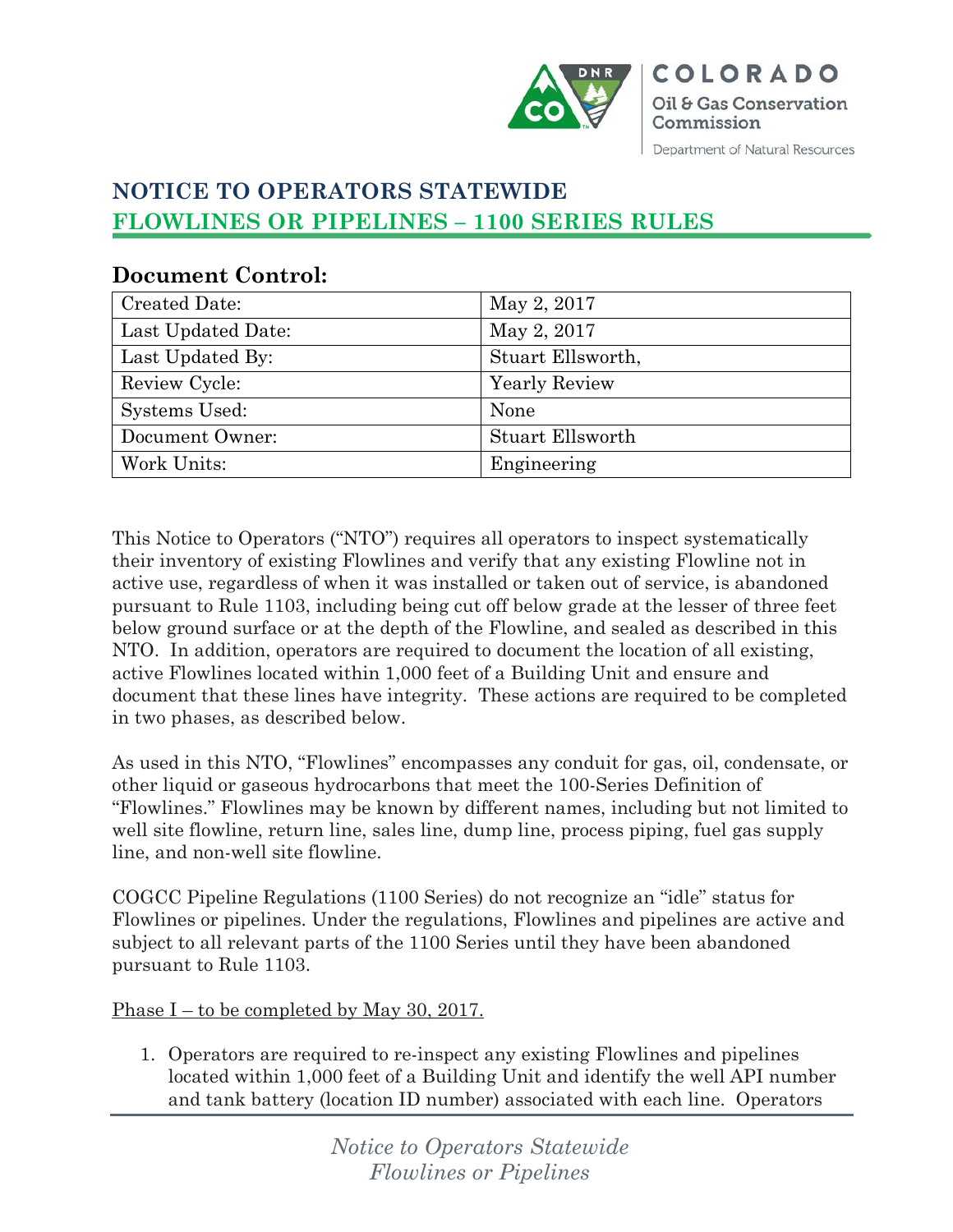COLORADO

Oil & Gas Conservation Commission

Department of Natural Resources

# NOTICE TO OPERATORS STATEWIDE

## FLOWLINES OR PIPELINES – 1100 SERIES RULES

### Document Control:

| | |
|---|---|
| Created Date: | May 2, 2017 |
| Last Updated Date: | May 2, 2017 |
| Last Updated By: | Stuart Ellsworth, |
| Review Cycle: | Yearly Review |
| Systems Used: | None |
| Document Owner: | Stuart Ellsworth |
| Work Units: | Engineering |

This Notice to Operators ("NTO") requires all operators to inspect systematically their inventory of existing Flowlines and verify that any existing Flowline not in active use, regardless of when it was installed or taken out of service, is abandoned pursuant to Rule 1103, including being cut off below grade at the lesser of three feet below ground surface or at the depth of the Flowline, and sealed as described in this NTO. In addition, operators are required to document the location of all existing, active Flowlines located within 1,000 feet of a Building Unit and ensure and document that these lines have integrity. These actions are required to be completed in two phases, as described below.

As used in this NTO, "Flowlines" encompasses any conduit for gas, oil, condensate, or other liquid or gaseous hydrocarbons that meet the 100-Series Definition of "Flowlines." Flowlines may be known by different names, including but not limited to well site flowline, return line, sales line, dump line, process piping, fuel gas supply line, and non-well site flowline.

COGCC Pipeline Regulations (1100 Series) do not recognize an "idle" status for Flowlines or pipelines. Under the regulations, Flowlines and pipelines are active and subject to all relevant parts of the 1100 Series until they have been abandoned pursuant to Rule 1103.

Phase I – to be completed by May 30, 2017.

1. Operators are required to re-inspect any existing Flowlines and pipelines located within 1,000 feet of a Building Unit and identify the well API number and tank battery (location ID number) associated with each line. Operators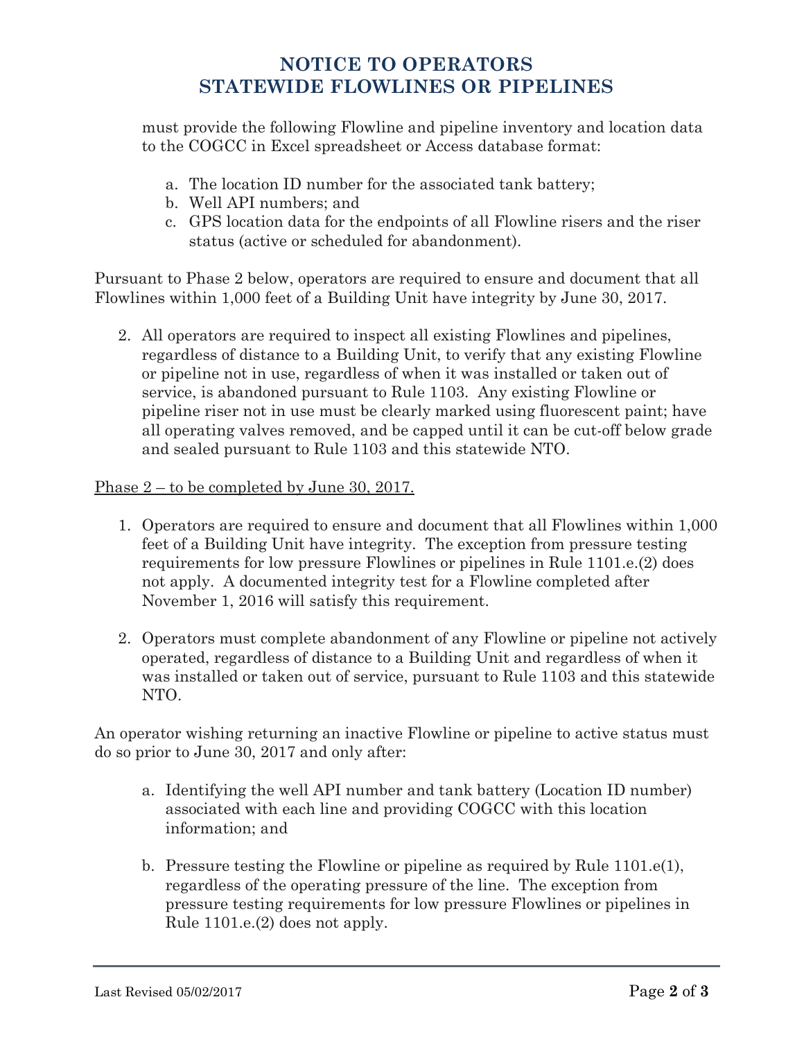must provide the following Flowline and pipeline inventory and location data to the COGCC in Excel spreadsheet or Access database format:

a. The location ID number for the associated tank battery;
b. Well API numbers; and
c. GPS location data for the endpoints of all Flowline risers and the riser status (active or scheduled for abandonment).

Pursuant to Phase 2 below, operators are required to ensure and document that all Flowlines within 1,000 feet of a Building Unit have integrity by June 30, 2017.

2. All operators are required to inspect all existing Flowlines and pipelines, regardless of distance to a Building Unit, to verify that any existing Flowline or pipeline not in use, regardless of when it was installed or taken out of service, is abandoned pursuant to Rule 1103. Any existing Flowline or pipeline riser not in use must be clearly marked using fluorescent paint; have all operating valves removed, and be capped until it can be cut-off below grade and sealed pursuant to Rule 1103 and this statewide NTO.

Phase 2 – to be completed by June 30, 2017.

1. Operators are required to ensure and document that all Flowlines within 1,000 feet of a Building Unit have integrity. The exception from pressure testing requirements for low pressure Flowlines or pipelines in Rule 1101.e.(2) does not apply. A documented integrity test for a Flowline completed after November 1, 2016 will satisfy this requirement.

2. Operators must complete abandonment of any Flowline or pipeline not actively operated, regardless of distance to a Building Unit and regardless of when it was installed or taken out of service, pursuant to Rule 1103 and this statewide NTO.

An operator wishing returning an inactive Flowline or pipeline to active status must do so prior to June 30, 2017 and only after:

a. Identifying the well API number and tank battery (Location ID number) associated with each line and providing COGCC with this location information; and

b. Pressure testing the Flowline or pipeline as required by Rule 1101.e(1), regardless of the operating pressure of the line. The exception from pressure testing requirements for low pressure Flowlines or pipelines in Rule 1101.e.(2) does not apply.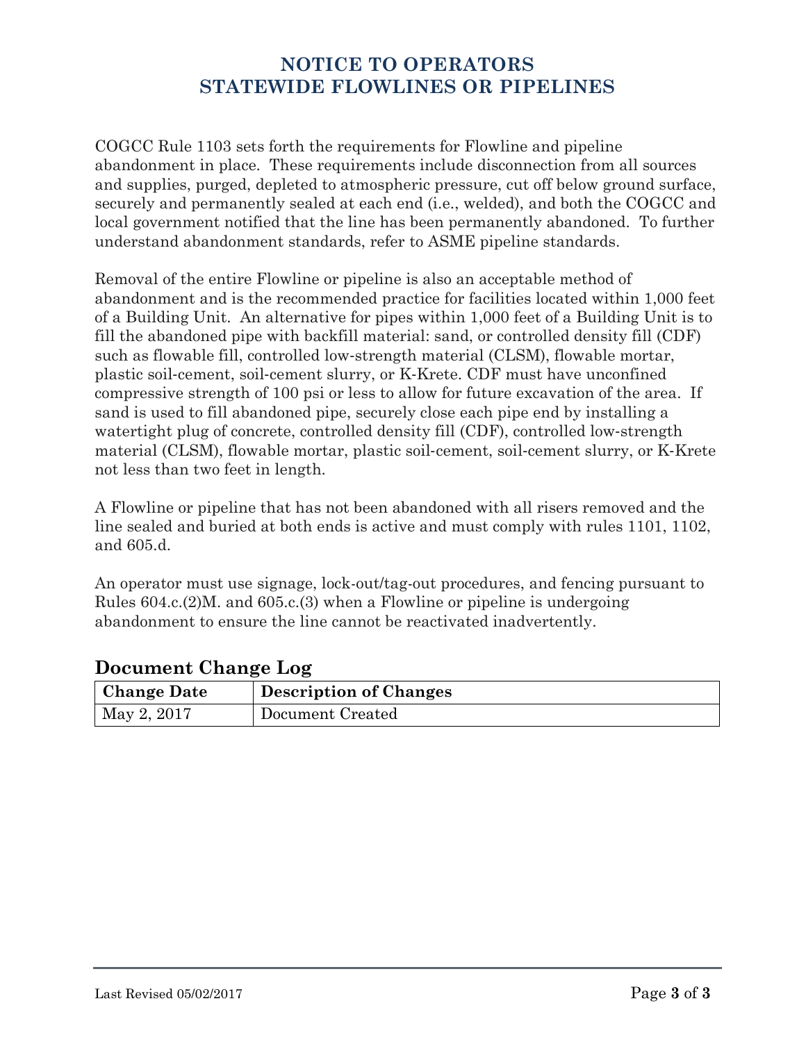# NOTICE TO OPERATORS
# STATEWIDE FLOWLINES OR PIPELINES

COGCC Rule 1103 sets forth the requirements for Flowline and pipeline abandonment in place. These requirements include disconnection from all sources and supplies, purged, depleted to atmospheric pressure, cut off below ground surface, securely and permanently sealed at each end (i.e., welded), and both the COGCC and local government notified that the line has been permanently abandoned. To further understand abandonment standards, refer to ASME pipeline standards.

Removal of the entire Flowline or pipeline is also an acceptable method of abandonment and is the recommended practice for facilities located within 1,000 feet of a Building Unit. An alternative for pipes within 1,000 feet of a Building Unit is to fill the abandoned pipe with backfill material: sand, or controlled density fill (CDF) such as flowable fill, controlled low-strength material (CLSM), flowable mortar, plastic soil-cement, soil-cement slurry, or K-Krete. CDF must have unconfined compressive strength of 100 psi or less to allow for future excavation of the area. If sand is used to fill abandoned pipe, securely close each pipe end by installing a watertight plug of concrete, controlled density fill (CDF), controlled low-strength material (CLSM), flowable mortar, plastic soil-cement, soil-cement slurry, or K-Krete not less than two feet in length.

A Flowline or pipeline that has not been abandoned with all risers removed and the line sealed and buried at both ends is active and must comply with rules 1101, 1102, and 605.d.

An operator must use signage, lock-out/tag-out procedures, and fencing pursuant to Rules 604.c.(2)M. and 605.c.(3) when a Flowline or pipeline is undergoing abandonment to ensure the line cannot be reactivated inadvertently.

## Document Change Log

| Change Date | Description of Changes |
|---|---|
| May 2, 2017 | Document Created |